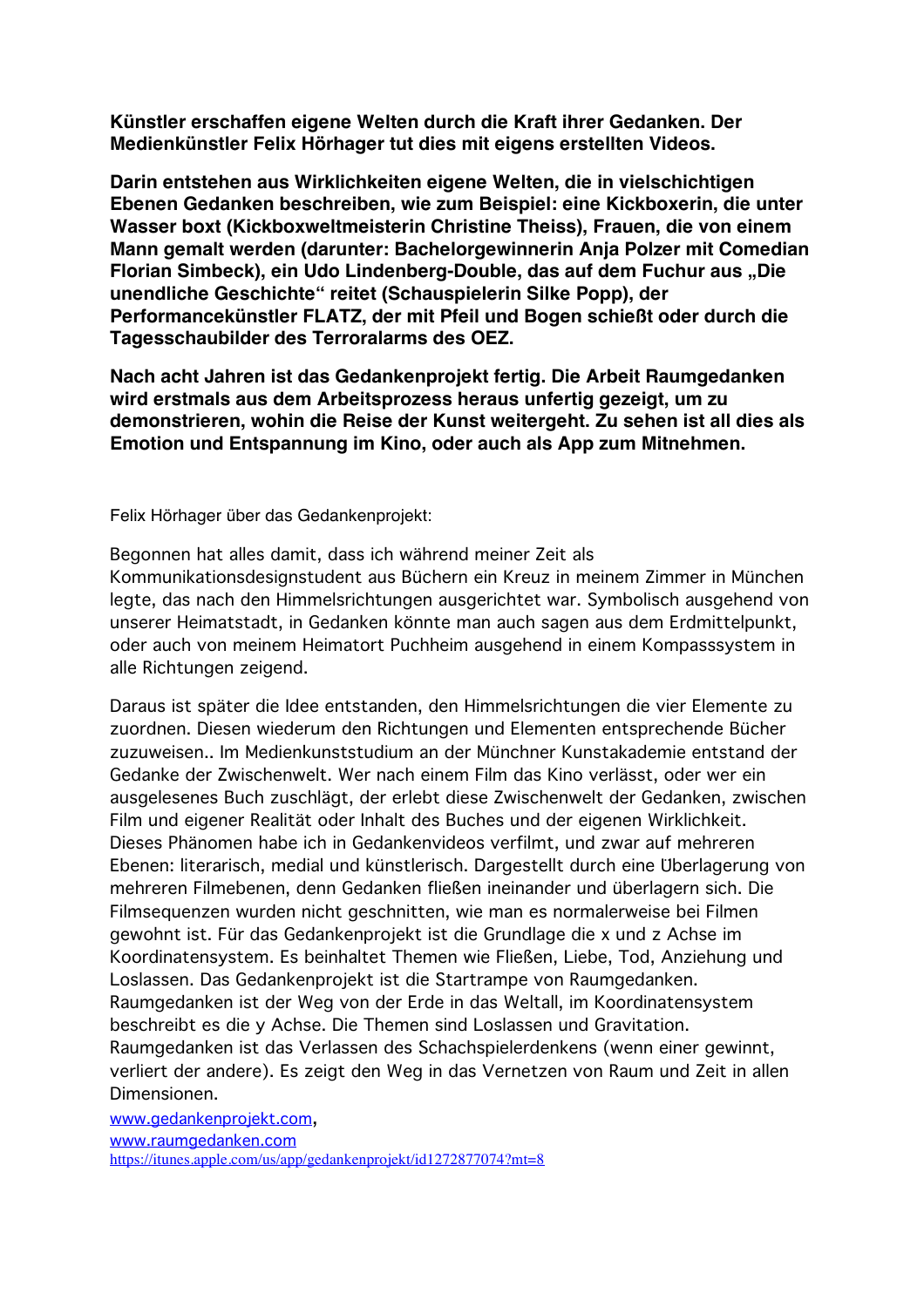**Künstler erschaffen eigene Welten durch die Kraft ihrer Gedanken. Der Medienkünstler Felix Hörhager tut dies mit eigens erstellten Videos.**

**Darin entstehen aus Wirklichkeiten eigene Welten, die in vielschichtigen Ebenen Gedanken beschreiben, wie zum Beispiel: eine Kickboxerin, die unter Wasser boxt (Kickboxweltmeisterin Christine Theiss), Frauen, die von einem Mann gemalt werden (darunter: Bachelorgewinnerin Anja Polzer mit Comedian Florian Simbeck), ein Udo Lindenberg-Double, das auf dem Fuchur aus „Die unendliche Geschichte" reitet (Schauspielerin Silke Popp), der Performancekünstler FLATZ, der mit Pfeil und Bogen schießt oder durch die Tagesschaubilder des Terroralarms des OEZ.**

**Nach acht Jahren ist das Gedankenprojekt fertig. Die Arbeit Raumgedanken wird erstmals aus dem Arbeitsprozess heraus unfertig gezeigt, um zu demonstrieren, wohin die Reise der Kunst weitergeht. Zu sehen ist all dies als Emotion und Entspannung im Kino, oder auch als App zum Mitnehmen.**

Felix Hörhager über das Gedankenprojekt:

Begonnen hat alles damit, dass ich während meiner Zeit als Kommunikationsdesignstudent aus Büchern ein Kreuz in meinem Zimmer in München legte, das nach den Himmelsrichtungen ausgerichtet war. Symbolisch ausgehend von unserer Heimatstadt, in Gedanken könnte man auch sagen aus dem Erdmittelpunkt, oder auch von meinem Heimatort Puchheim ausgehend in einem Kompasssystem in alle Richtungen zeigend.

Daraus ist später die Idee entstanden, den Himmelsrichtungen die vier Elemente zu zuordnen. Diesen wiederum den Richtungen und Elementen entsprechende Bücher zuzuweisen.. Im Medienkunststudium an der Münchner Kunstakademie entstand der Gedanke der Zwischenwelt. Wer nach einem Film das Kino verlässt, oder wer ein ausgelesenes Buch zuschlägt, der erlebt diese Zwischenwelt der Gedanken, zwischen Film und eigener Realität oder Inhalt des Buches und der eigenen Wirklichkeit. Dieses Phänomen habe ich in Gedankenvideos verfilmt, und zwar auf mehreren Ebenen: literarisch, medial und künstlerisch. Dargestellt durch eine Überlagerung von mehreren Filmebenen, denn Gedanken fließen ineinander und überlagern sich. Die Filmsequenzen wurden nicht geschnitten, wie man es normalerweise bei Filmen gewohnt ist. Für das Gedankenprojekt ist die Grundlage die x und z Achse im Koordinatensystem. Es beinhaltet Themen wie Fließen, Liebe, Tod, Anziehung und Loslassen. Das Gedankenprojekt ist die Startrampe von Raumgedanken. Raumgedanken ist der Weg von der Erde in das Weltall, im Koordinatensystem beschreibt es die y Achse. Die Themen sind Loslassen und Gravitation. Raumgedanken ist das Verlassen des Schachspielerdenkens (wenn einer gewinnt, verliert der andere). Es zeigt den Weg in das Vernetzen von Raum und Zeit in allen Dimensionen.

www.gedankenprojekt.com,
www.raumgedanken.com
https://itunes.apple.com/us/app/gedankenprojekt/id1272877074?mt=8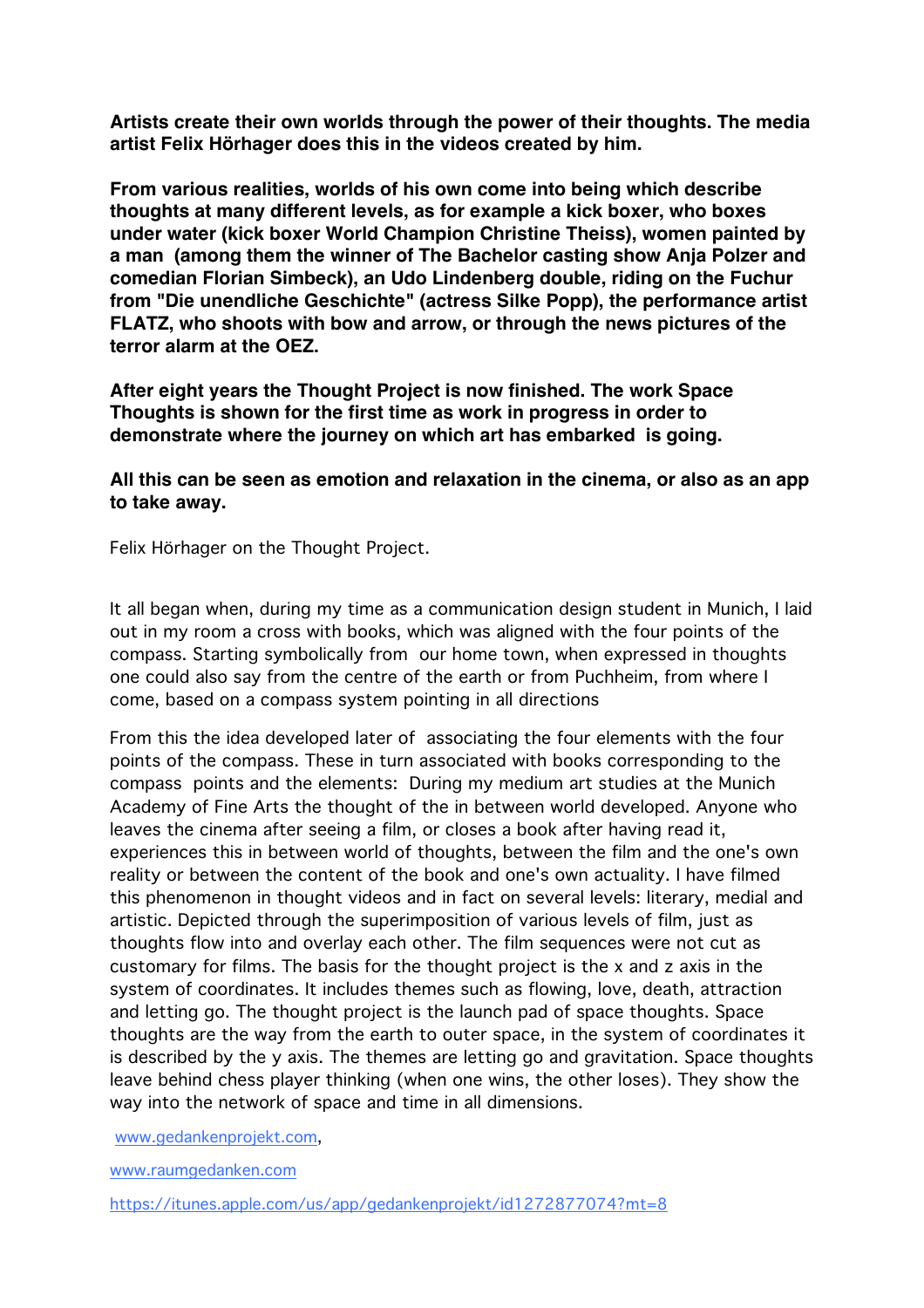**Artists create their own worlds through the power of their thoughts. The media artist Felix Hörhager does this in the videos created by him.**

**From various realities, worlds of his own come into being which describe thoughts at many different levels, as for example a kick boxer, who boxes under water (kick boxer World Champion Christine Theiss), women painted by a man (among them the winner of The Bachelor casting show Anja Polzer and comedian Florian Simbeck), an Udo Lindenberg double, riding on the Fuchur from "Die unendliche Geschichte" (actress Silke Popp), the performance artist FLATZ, who shoots with bow and arrow, or through the news pictures of the terror alarm at the OEZ.**

**After eight years the Thought Project is now finished. The work Space Thoughts is shown for the first time as work in progress in order to demonstrate where the journey on which art has embarked is going.**

**All this can be seen as emotion and relaxation in the cinema, or also as an app to take away.**

Felix Hörhager on the Thought Project.

It all began when, during my time as a communication design student in Munich, I laid out in my room a cross with books, which was aligned with the four points of the compass. Starting symbolically from our home town, when expressed in thoughts one could also say from the centre of the earth or from Puchheim, from where I come, based on a compass system pointing in all directions

From this the idea developed later of associating the four elements with the four points of the compass. These in turn associated with books corresponding to the compass points and the elements: During my medium art studies at the Munich Academy of Fine Arts the thought of the in between world developed. Anyone who leaves the cinema after seeing a film, or closes a book after having read it, experiences this in between world of thoughts, between the film and the one's own reality or between the content of the book and one's own actuality. I have filmed this phenomenon in thought videos and in fact on several levels: literary, medial and artistic. Depicted through the superimposition of various levels of film, just as thoughts flow into and overlay each other. The film sequences were not cut as customary for films. The basis for the thought project is the x and z axis in the system of coordinates. It includes themes such as flowing, love, death, attraction and letting go. The thought project is the launch pad of space thoughts. Space thoughts are the way from the earth to outer space, in the system of coordinates it is described by the y axis. The themes are letting go and gravitation. Space thoughts leave behind chess player thinking (when one wins, the other loses). They show the way into the network of space and time in all dimensions.

www.gedankenprojekt.com,

www.raumgedanken.com

https://itunes.apple.com/us/app/gedankenprojekt/id1272877074?mt=8